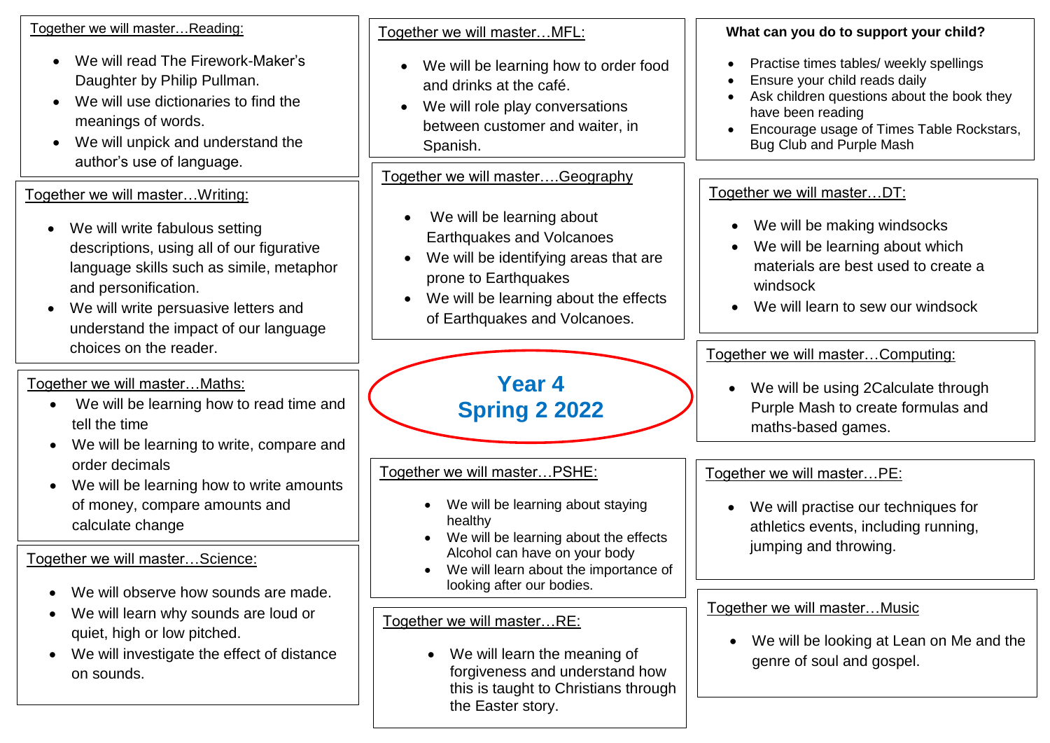# Year 4 Spring 2 2022

## Together we will master…Reading:

- We will read The Firework-Maker's Daughter by Philip Pullman.
- We will use dictionaries to find the meanings of words.
- We will unpick and understand the author's use of language.

## Together we will master…Writing:

- We will write fabulous setting descriptions, using all of our figurative language skills such as simile, metaphor and personification.
- We will write persuasive letters and understand the impact of our language choices on the reader.

## Together we will master…Maths:

- We will be learning how to read time and tell the time
- We will be learning to write, compare and order decimals
- We will be learning how to write amounts of money, compare amounts and calculate change

## Together we will master…Science:

- We will observe how sounds are made.
- We will learn why sounds are loud or quiet, high or low pitched.
- We will investigate the effect of distance on sounds.

## Together we will master…MFL:

- We will be learning how to order food and drinks at the café.
- We will role play conversations between customer and waiter, in Spanish.

## Together we will master….Geography

- We will be learning about Earthquakes and Volcanoes
- We will be identifying areas that are prone to Earthquakes
- We will be learning about the effects of Earthquakes and Volcanoes.

## Together we will master…PSHE:

- We will be learning about staying healthy
- We will be learning about the effects Alcohol can have on your body
- We will learn about the importance of looking after our bodies.

## Together we will master…RE:

- We will learn the meaning of forgiveness and understand how this is taught to Christians through the Easter story.

## What can you do to support your child?

- Practise times tables/ weekly spellings
- Ensure your child reads daily
- Ask children questions about the book they have been reading
- Encourage usage of Times Table Rockstars, Bug Club and Purple Mash

## Together we will master…DT:

- We will be making windsocks
- We will be learning about which materials are best used to create a windsock
- We will learn to sew our windsock

## Together we will master…Computing:

- We will be using 2Calculate through Purple Mash to create formulas and maths-based games.

## Together we will master…PE:

- We will practise our techniques for athletics events, including running, jumping and throwing.

## Together we will master…Music

- We will be looking at Lean on Me and the genre of soul and gospel.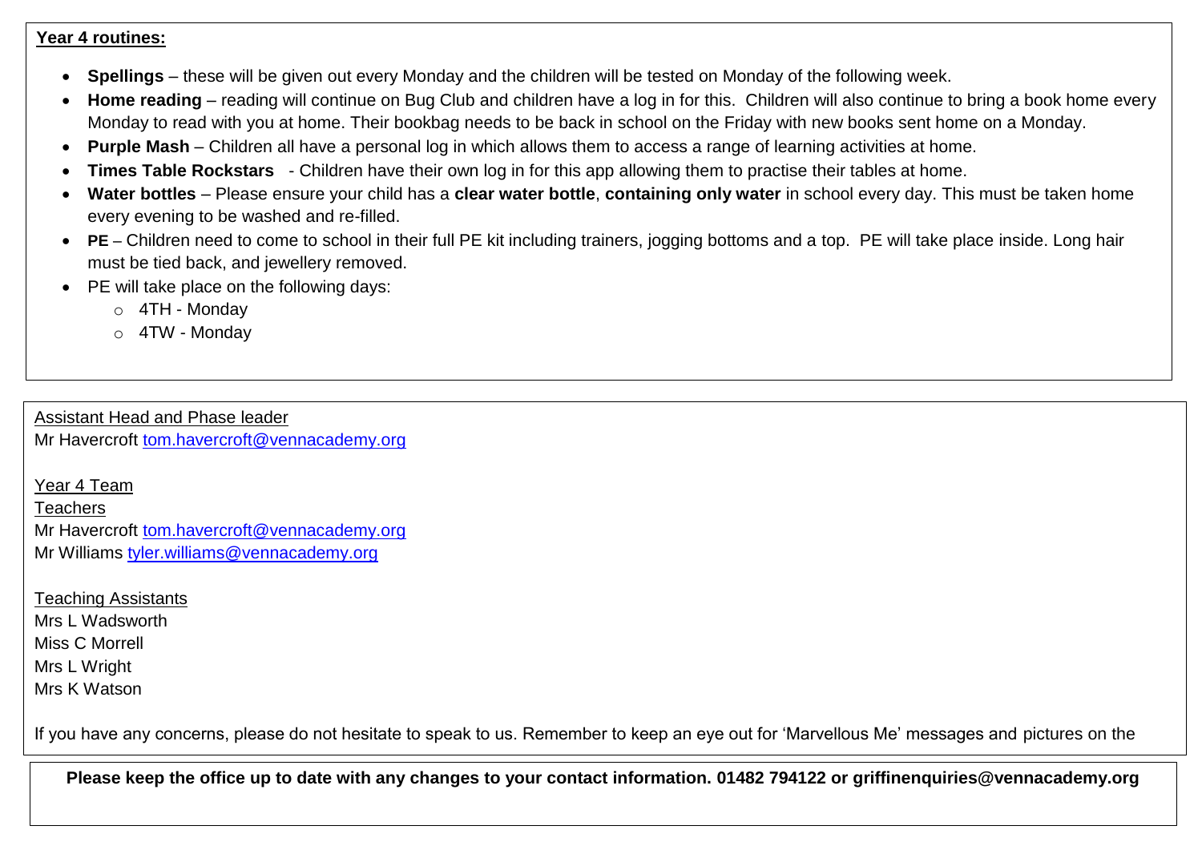**Year 4 routines:**

- **Spellings** – these will be given out every Monday and the children will be tested on Monday of the following week.
- **Home reading** – reading will continue on Bug Club and children have a log in for this. Children will also continue to bring a book home every Monday to read with you at home. Their bookbag needs to be back in school on the Friday with new books sent home on a Monday.
- **Purple Mash** – Children all have a personal log in which allows them to access a range of learning activities at home.
- **Times Table Rockstars** - Children have their own log in for this app allowing them to practise their tables at home.
- **Water bottles** – Please ensure your child has a **clear water bottle**, **containing only water** in school every day. This must be taken home every evening to be washed and re-filled.
- **PE** – Children need to come to school in their full PE kit including trainers, jogging bottoms and a top. PE will take place inside. Long hair must be tied back, and jewellery removed.
- PE will take place on the following days:
  - 4TH - Monday
  - 4TW - Monday

Assistant Head and Phase leader
Mr Havercroft tom.havercroft@vennacademy.org

Year 4 Team
Teachers
Mr Havercroft tom.havercroft@vennacademy.org
Mr Williams tyler.williams@vennacademy.org

Teaching Assistants
Mrs L Wadsworth
Miss C Morrell
Mrs L Wright
Mrs K Watson

If you have any concerns, please do not hesitate to speak to us. Remember to keep an eye out for 'Marvellous Me' messages and pictures on the

**Please keep the office up to date with any changes to your contact information. 01482 794122 or griffinenquiries@vennacademy.org**